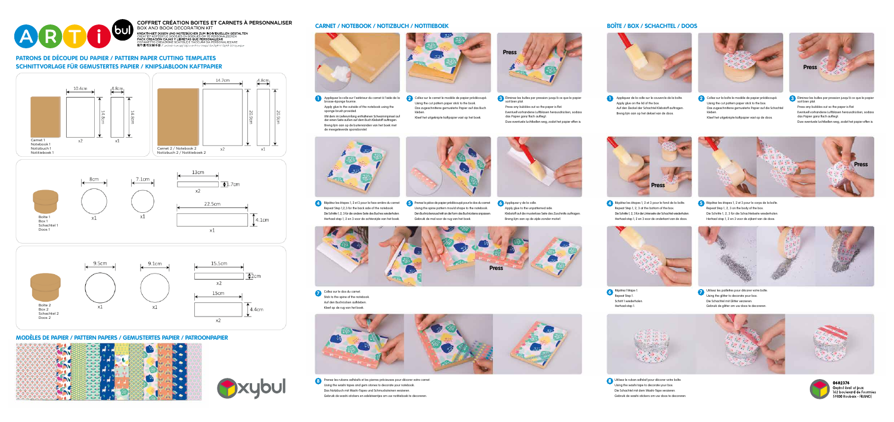# COFFRET CRÉATION BOITES ET CARNETS À PERSONNALISER

BOX AND BOOK DECORATION KIT

KREATIV-SET DOSEN UND NOTIZBÜCHER ZUM INDIVIDUELLEN GESTALTEN

CREATIEF KOFFERTJE DOOSJES EN BOEKJES OM TE PERSONALISEREN

PACK CREACIÓN CAJAS Y LIBRETAS QUE PERSONALIZAR

COFANETTO CREAZIONE SCATOLE E TACCUINI DA PERSONALIZZARE

## PATRONS DE DÉCOUPE DU PAPIER / PATTERN PAPER CUTTING TEMPLATES SCHNITTVORLAGE FÜR GEMUSTERTES PAPIER / KNIPSJABLOON KAFTPAPIER

Carnet 1 / Notebook 1 / Notizbuch 1 / Notitieboek 1: 10.4cm × 14.8cm x2; 4.8cm × 14.8cm x1

Carnet 2 / Notebook 2 / Notizbuch 2 / Notitieboek 2: 14.7cm × 20.9cm x2; 4.8cm × 20.9cm x1

Boîte 1 / Box 1 / Schachtel 1 / Doos 1: 8cm x1; 7.1cm x1; 13cm × 1.7cm x2; 22.5cm × 4.1cm x1

Boîte 2 / Box 2 / Schachtel 2 / Doos 2: 9.5cm x1; 9.1cm x1; 15.5cm × 2cm x2; 15cm × 4.4cm x2

## MODÈLES DE PAPIER / PATTERN PAPERS / GEMUSTERTES PAPIER / PATROONPAPIER

## CARNET / NOTEBOOK / NOTIZBUCH / NOTITIEBOEK

1. Appliquez la colle sur l'extérieur du carnet à l'aide de la brosse-éponge fournie.
   Apply glue to the outside of the notebook using the sponge brush provided.
   Mit dem im Lieferumfang enthaltenen Schwammpinsel auf der einen Seite außen auf dem Buch Klebstoff auftragen.
   Breng lijm aan op de buitenranden van het boek met de meegeleverde sponsborstel.

2. Collez sur le carnet le modèle de papier prédécoupé.
   Using the cut pattern paper stick to the book.
   Das zugeschnittene gemusterte Papier auf das Buch kleben.
   Kleef het uitgeknipte kaftpapier vast op het boek.

3. Éliminez les bulles par pression jusqu'à ce que le papier soit bien plat.
   Press any bubbles out so the paper is flat.
   Eventuell vorhandene Luftblasen herausdrücken, sodass das Papier ganz flach aufliegt.
   Duw eventuele luchtbellen weg, zodat het papier effen is.

4. Répétez les étapes 1, 2 et 3 pour la face arrière du carnet.
   Repeat Step 1, 2, 3 for the back side of the notebook.
   Die Schritte 1, 2, 3 für die andere Seite des Buches wiederholen.
   Herhaal stap 1, 2 en 3 voor de achterzijde van het boek.

5. Prenez la pièce de papier prédécoupé pour le dos du carnet.
   Using the spine pattern mould shape to the notebook.
   Den Buchrückenzuschnitt an die Form des Buchrückens anpassen.
   Gebruik de mal voor de rug van het boek.

6. Appliquez-y de la colle.
   Apply glue to the unpatterned side.
   Klebstoff auf die musterlose Seite des Zuschnitts auftragen.
   Breng lijm aan op de zijde zonder motief.

7. Collez sur le dos du carnet.
   Stick to the spine of the notebook.
   Auf den Buchrücken aufkleben.
   Kleef op de rug van het boek.

8. Prenez les rubans adhésifs et les pierres précieuses pour décorer votre carnet.
   Using the washi tapes and gem stones to decorate your notebook.
   Das Notizbuch mit Washi-Tapes und Schmucksteinen verzieren.
   Gebruik de washi-stickers en edelsteentjes om uw notitieboek te decoreren.

## BOÎTE / BOX / SCHACHTEL / DOOS

1. Appliquez de la colle sur le couvercle de la boîte.
   Apply glue on the lid of the box.
   Auf den Deckel der Schachtel Klebstoff auftragen.
   Breng lijm aan op het deksel van de doos.

2. Collez sur la boîte le modèle de papier prédécoupé.
   Using the cut pattern paper stick to the box.
   Das zugeschnittene gemusterte Papier auf die Schachtel kleben.
   Kleef het uitgeknipte kaftpapier vast op de doos.

3. Éliminez les bulles par pression jusqu'à ce que le papier soit bien plat.
   Press any bubbles out so the paper is flat.
   Eventuell vorhandene Luftblasen herausdrücken, sodass das Papier ganz flach aufliegt.
   Duw eventuele luchtbellen weg, zodat het papier effen is.

4. Répétez les étapes 1, 2 et 3 pour le fond de la boîte.
   Repeat Step 1, 2, 3 at the bottom of the box.
   Die Schritte 1, 2, 3 für die Unterseite der Schachtel wiederholen.
   Herhaal stap 1, 2 en 3 voor de onderkant van de doos.

5. Répétez les étapes 1, 2 et 3 pour le corps de la boîte.
   Repeat Step 1, 2, 3 on the body of the box.
   Die Schritte 1, 2, 3 für die Schachtelseite wiederholen.
   Herhaal stap 1, 2 en 3 voor de zijkant van de doos.

6. Répétez l'étape 1.
   Repeat Step 1.
   Schritt 1 wiederholen.
   Herhaal stap 1.

7. Utilisez les paillettes pour décorer votre boîte.
   Using the glitter to decorate your box.
   Die Schachtel mit Glitter verzieren.
   Gebruik de glitter om uw doos te decoreren.

8. Utilisez le ruban adhésif pour décorer votre boîte.
   Using the washi tape to decorate your box.
   Die Schachtel mit dem Washi-Tape verzieren.
   Gebruik de washi-stickers om uw doos te decoreren.

0682376
Oxybul éveil et jeux
162 boulevard de Fourmies
59100 Roubaix - FRANCE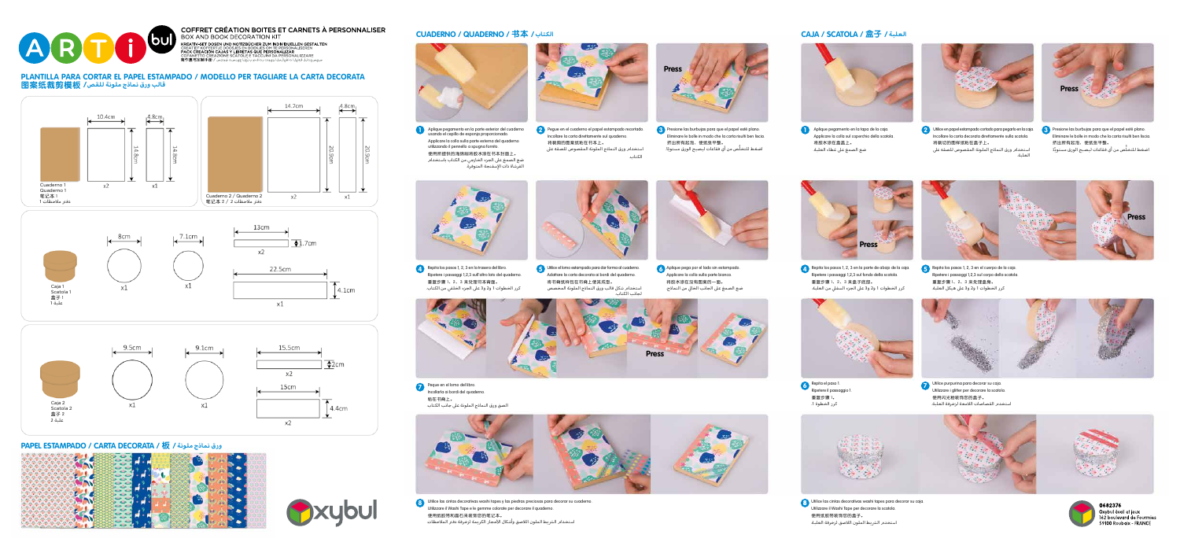# COFFRET CRÉATION BOITES ET CARNETS À PERSONNALISER

BOX AND BOOK DECORATION KIT

KREATIV-SET DOSEN UND NOTIZBÜCHER ZUM INDIVIDUELLEN GESTALTEN

CREATIEF KOFFERTJE DOOSJES EN BOEKJES OM TE PERSONALISEREN

PACK CREACIÓN CAJAS Y LIBRETAS QUE PERSONALIZAR

COFANETTO CREAZIONE SCATOLE E TACCUINI DA PERSONALIZZARE

## PLANTILLA PARA CORTAR EL PAPEL ESTAMPADO / MODELLO PER TAGLIARE LA CARTA DECORATA

## 图案纸裁剪模板 / قالب ورق نماذج ملونة للقص

Cuaderno 1
Quaderno 1
笔记本 1
دفتر ملاحظات 1

10.4cm
14.8cm
x2
4.8cm
14.8cm
x1

Cuaderno 2 / Quaderno 2
笔记本 2 / دفتر ملاحظات 2

14.7cm
20.9cm
x2
4.8cm
20.9cm
x1

Caja 1
Scatola 1
盒子 1
علبة 1

8cm
x1
7.1cm
x1
13cm
1.7cm
x2
22.5cm
4.1cm
x1

Caja 2
Scatola 2
盒子 2
علبة 2

9.5cm
x1
9.1cm
x1
15.5cm
2cm
x2
15cm
4.4cm
x2

## PAPEL ESTAMPADO / CARTA DECORATA / 板 / ورق نماذج ملونة

Oxybul

## CUADERNO / QUADERNO / 书本 / الكتاب

1. Aplique pegamento en la parte exterior del cuaderno usando el cepillo de esponja proporcionado.
Applicare la colla sulla parte esterna del quaderno utilizzando il pennello a spugna fornito.
使用所提供的海绵刷将胶水涂在书本封面上。
ضع الصمغ على الجزء الخارجي من الكتاب باستخدام الفرشاة ذات الإسفنجة المتوفرة.

2. Pegue en el cuaderno el papel estampado recortado.
Incollare la carta direttamente sul quaderno.
将裁剪的图案纸粘在书本上。
استخدام ورق النماذج الملونة المقصوص للصقة على الكتاب.

3. Presione las burbujas para que el papel esté plano.
Eliminare le bolle in modo che la carta risulti ben liscia.
挤出所有起泡，使纸张平整。
اضغط للتخلّص من أي فقاعات ليصبح الورق مستوياً.

4. Repita los pasos 1, 2, 3 en la trasera del libro.
Ripetere i passaggi 1,2,3 sull'altro lato del quaderno.
重复步骤 1、2、3 来处理书本背面。
كرر الخطوات 1 و2 و3 على الجزء الخلفي من الكتاب

5. Utilice el lomo estampado para dar forma al cuaderno.
Adattare la carta decorata ai bordi del quaderno.
将书脊纸样包在书脊上使其成型。
استخدام شكل قالب ورق النماذج الملونة المخصص لجانب الكتاب.

6. Aplique pega por el lado sin estampado.
Applicare la colla sulla parte bianca.
将胶水涂在没有图案的一面。
ضع الصمغ على الجانب الخالي من النماذج

7. Pegue en el lomo del libro.
Incollarla ai bordi del quaderno.
粘在书脊上。
الصق ورق النماذج الملونة على جانب الكتاب

8. Utilice las cintas decorativas washi tapes y las piedras preciosas para decorar su cuaderno.
Utilizzare il Washi Tape e le gemme colorate per decorare il quaderno.
使用纸胶带和藏石来装饰您的笔记本。
استخدم الشريط الملون اللاصق وأشكال الأحجار الكريمة لزخرفة دفتر الملاحظات

## CAJA / SCATOLA / 盒子 / العلبة

1. Aplique pegamento en la tapa de la caja.
Applicare la colla sul coperchio della scatola.
将胶水涂在盖面上。
ضع الصمغ على غطاء العلبة.

2. Utilice en papel estampado cortado para pegarlo en la caja.
Incollare la carta decorata direttamente sulla scatola.
将裁切的图案纸粘在盒子上。
استخدام ورق النماذج الملونة المقصوص للصقة على العلبة.

3. Presione las burbujas para que el papel esté plano.
Eliminare le bolle in modo che la carta risulti ben liscia.
挤出所有起泡，使纸张平整。
اضغط للتخلّص من أي فقاعات ليصبح الورق مستوياً.

4. Repita los pasos 1, 2, 3 en la parte de abajo de la caja.
Ripetere i passaggi 1,2,3 sul fondo della scatola.
重复步骤 1、2、3 来处理盒底。
كرر الخطوات 1 و2 و3 على الجزء السفلي من العلبة.

5. Repita los pasos 1, 2, 3 en el cuerpo de la caja.
Ripetere i passaggi 1,2,3 sul corpo della scatola.
重复步骤 1、2、3 来处理盒身。
كرر الخطوات 1 و2 و3 على هيكل العلبة.

6. Repita el paso 1.
Ripetere il passaggio 1.
重复步骤 1。
كرر الخطوة 1.

7. Utilice purpurina para decorar su caja.
Utilizzare i glitter per decorare la scatola.
使用闪光粉装饰您的盒子。
استخدم القصاصات اللامعة لزخرفة العلبة

8. Utilice las cintas decorativas washi tapes para decorar su caja.
Utilizzare il Washi Tape per decorare la scatola.
使用纸胶带装饰您的盒子。
استخدم الشريط الملون اللاصق لزخرفة العلبة

0682376
Oxybul éveil et jeux
162 boulevard de Fourmies
59100 Roubaix - FRANCE